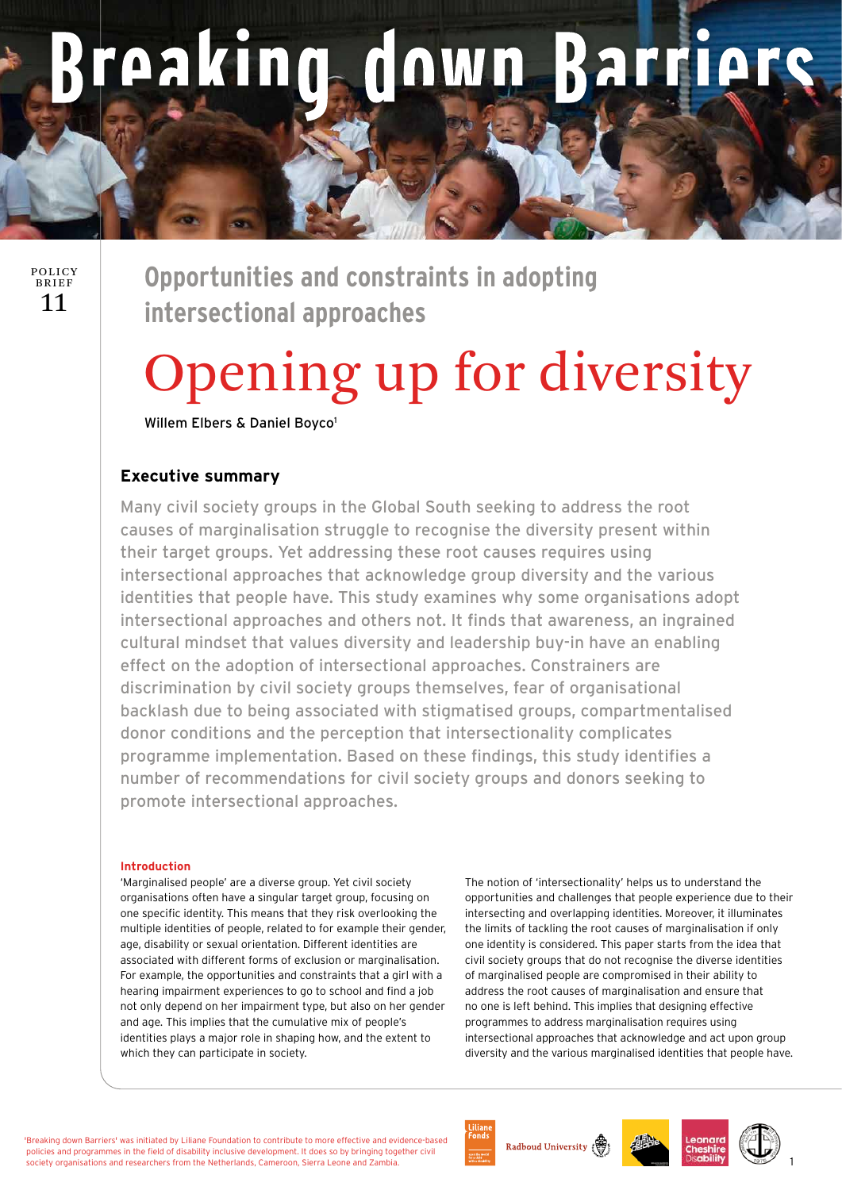# Breaking down Barriers

POLICY BRIEF 11

## Opportunities and constraints in adopting intersectional approaches

# Opening up for diversity

Willem Elbers & Daniel Boyco[1]

### Executive summary

Many civil society groups in the Global South seeking to address the root causes of marginalisation struggle to recognise the diversity present within their target groups. Yet addressing these root causes requires using intersectional approaches that acknowledge group diversity and the various identities that people have. This study examines why some organisations adopt intersectional approaches and others not. It finds that awareness, an ingrained cultural mindset that values diversity and leadership buy-in have an enabling effect on the adoption of intersectional approaches. Constrainers are discrimination by civil society groups themselves, fear of organisational backlash due to being associated with stigmatised groups, compartmentalised donor conditions and the perception that intersectionality complicates programme implementation. Based on these findings, this study identifies a number of recommendations for civil society groups and donors seeking to promote intersectional approaches.

#### Introduction

'Marginalised people' are a diverse group. Yet civil society organisations often have a singular target group, focusing on one specific identity. This means that they risk overlooking the multiple identities of people, related to for example their gender, age, disability or sexual orientation. Different identities are associated with different forms of exclusion or marginalisation. For example, the opportunities and constraints that a girl with a hearing impairment experiences to go to school and find a job not only depend on her impairment type, but also on her gender and age. This implies that the cumulative mix of people's identities plays a major role in shaping how, and the extent to which they can participate in society.

The notion of 'intersectionality' helps us to understand the opportunities and challenges that people experience due to their intersecting and overlapping identities. Moreover, it illuminates the limits of tackling the root causes of marginalisation if only one identity is considered. This paper starts from the idea that civil society groups that do not recognise the diverse identities of marginalised people are compromised in their ability to address the root causes of marginalisation and ensure that no one is left behind. This implies that designing effective programmes to address marginalisation requires using intersectional approaches that acknowledge and act upon group diversity and the various marginalised identities that people have.

[1]Breaking down Barriers' was initiated by Liliane Foundation to contribute to more effective and evidence-based policies and programmes in the field of disability inclusive development. It does so by bringing together civil society organisations and researchers from the Netherlands, Cameroon, Sierra Leone and Zambia.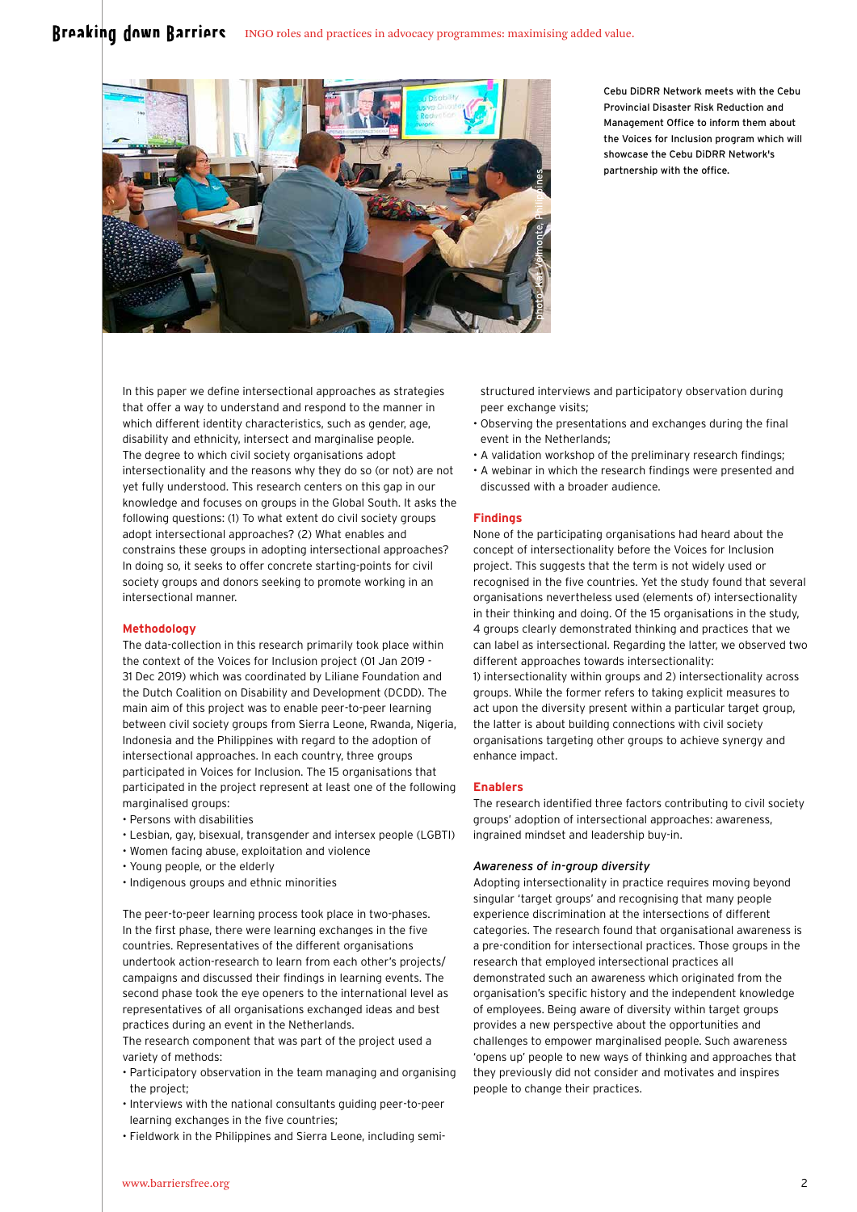Cebu DiDRR Network meets with the Cebu Provincial Disaster Risk Reduction and Management Office to inform them about the Voices for Inclusion program which will showcase the Cebu DiDRR Network's partnership with the office.

In this paper we define intersectional approaches as strategies that offer a way to understand and respond to the manner in which different identity characteristics, such as gender, age, disability and ethnicity, intersect and marginalise people. The degree to which civil society organisations adopt intersectionality and the reasons why they do so (or not) are not yet fully understood. This research centers on this gap in our knowledge and focuses on groups in the Global South. It asks the following questions: (1) To what extent do civil society groups adopt intersectional approaches? (2) What enables and constrains these groups in adopting intersectional approaches? In doing so, it seeks to offer concrete starting-points for civil society groups and donors seeking to promote working in an intersectional manner.

## Methodology

The data-collection in this research primarily took place within the context of the Voices for Inclusion project (01 Jan 2019 - 31 Dec 2019) which was coordinated by Liliane Foundation and the Dutch Coalition on Disability and Development (DCDD). The main aim of this project was to enable peer-to-peer learning between civil society groups from Sierra Leone, Rwanda, Nigeria, Indonesia and the Philippines with regard to the adoption of intersectional approaches. In each country, three groups participated in Voices for Inclusion. The 15 organisations that participated in the project represent at least one of the following marginalised groups:

- Persons with disabilities
- Lesbian, gay, bisexual, transgender and intersex people (LGBTI)
- Women facing abuse, exploitation and violence
- Young people, or the elderly
- Indigenous groups and ethnic minorities

The peer-to-peer learning process took place in two-phases. In the first phase, there were learning exchanges in the five countries. Representatives of the different organisations undertook action-research to learn from each other's projects/ campaigns and discussed their findings in learning events. The second phase took the eye openers to the international level as representatives of all organisations exchanged ideas and best practices during an event in the Netherlands.

The research component that was part of the project used a variety of methods:

- Participatory observation in the team managing and organising the project;
- Interviews with the national consultants guiding peer-to-peer learning exchanges in the five countries;
- Fieldwork in the Philippines and Sierra Leone, including semi-structured interviews and participatory observation during peer exchange visits;
- Observing the presentations and exchanges during the final event in the Netherlands;
- A validation workshop of the preliminary research findings;
- A webinar in which the research findings were presented and discussed with a broader audience.

## Findings

None of the participating organisations had heard about the concept of intersectionality before the Voices for Inclusion project. This suggests that the term is not widely used or recognised in the five countries. Yet the study found that several organisations nevertheless used (elements of) intersectionality in their thinking and doing. Of the 15 organisations in the study, 4 groups clearly demonstrated thinking and practices that we can label as intersectional. Regarding the latter, we observed two different approaches towards intersectionality:
1) intersectionality within groups and 2) intersectionality across groups. While the former refers to taking explicit measures to act upon the diversity present within a particular target group, the latter is about building connections with civil society organisations targeting other groups to achieve synergy and enhance impact.

## Enablers

The research identified three factors contributing to civil society groups' adoption of intersectional approaches: awareness, ingrained mindset and leadership buy-in.

### *Awareness of in-group diversity*

Adopting intersectionality in practice requires moving beyond singular 'target groups' and recognising that many people experience discrimination at the intersections of different categories. The research found that organisational awareness is a pre-condition for intersectional practices. Those groups in the research that employed intersectional practices all demonstrated such an awareness which originated from the organisation's specific history and the independent knowledge of employees. Being aware of diversity within target groups provides a new perspective about the opportunities and challenges to empower marginalised people. Such awareness 'opens up' people to new ways of thinking and approaches that they previously did not consider and motivates and inspires people to change their practices.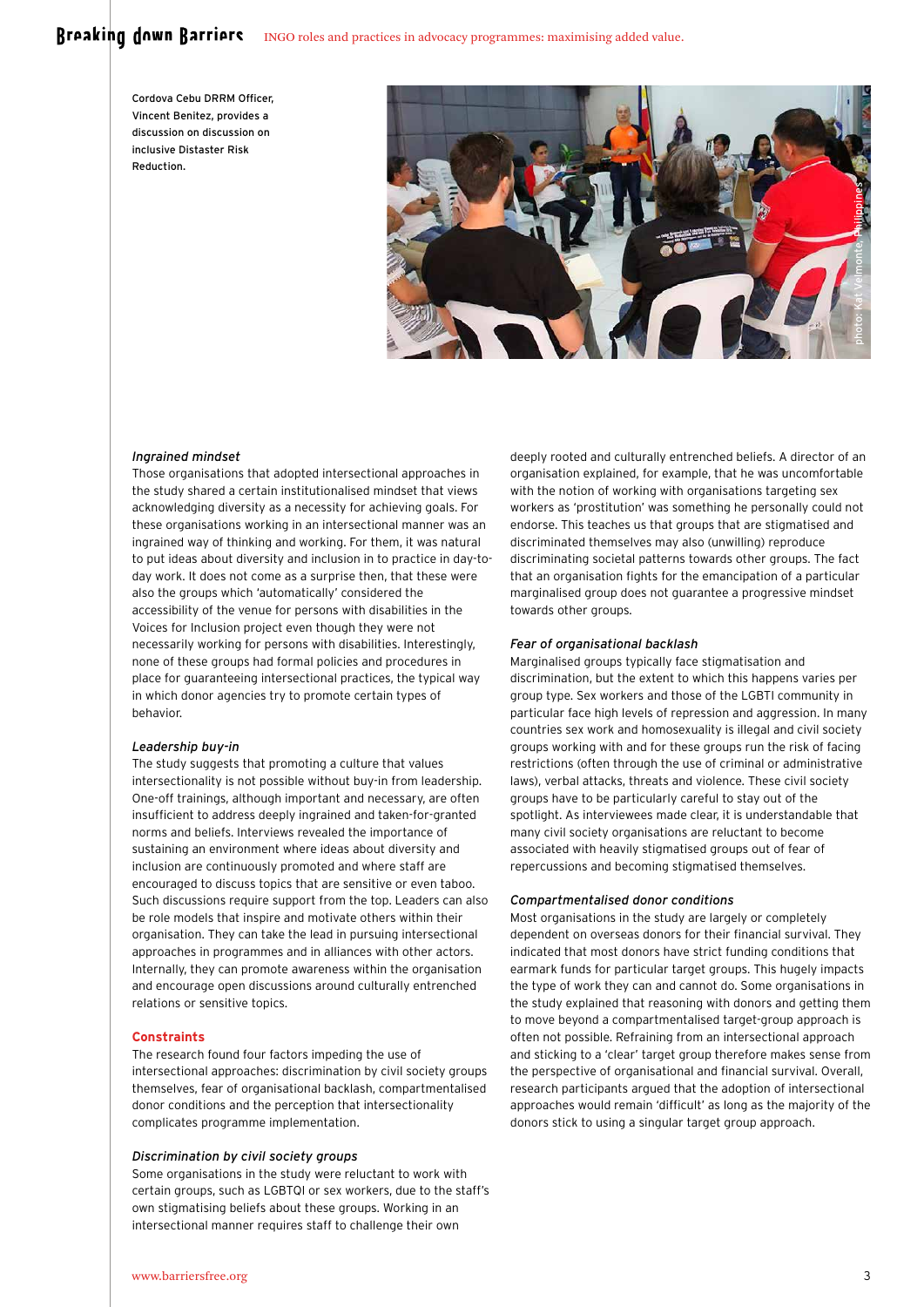Cordova Cebu DRRM Officer, Vincent Benitez, provides a discussion on discussion on inclusive Distaster Risk Reduction.

photo: Kat Velmonte, Philippines

*Ingrained mindset*

Those organisations that adopted intersectional approaches in the study shared a certain institutionalised mindset that views acknowledging diversity as a necessity for achieving goals. For these organisations working in an intersectional manner was an ingrained way of thinking and working. For them, it was natural to put ideas about diversity and inclusion in to practice in day-to-day work. It does not come as a surprise then, that these were also the groups which 'automatically' considered the accessibility of the venue for persons with disabilities in the Voices for Inclusion project even though they were not necessarily working for persons with disabilities. Interestingly, none of these groups had formal policies and procedures in place for guaranteeing intersectional practices, the typical way in which donor agencies try to promote certain types of behavior.

*Leadership buy-in*

The study suggests that promoting a culture that values intersectionality is not possible without buy-in from leadership. One-off trainings, although important and necessary, are often insufficient to address deeply ingrained and taken-for-granted norms and beliefs. Interviews revealed the importance of sustaining an environment where ideas about diversity and inclusion are continuously promoted and where staff are encouraged to discuss topics that are sensitive or even taboo. Such discussions require support from the top. Leaders can also be role models that inspire and motivate others within their organisation. They can take the lead in pursuing intersectional approaches in programmes and in alliances with other actors. Internally, they can promote awareness within the organisation and encourage open discussions around culturally entrenched relations or sensitive topics.

## Constraints

The research found four factors impeding the use of intersectional approaches: discrimination by civil society groups themselves, fear of organisational backlash, compartmentalised donor conditions and the perception that intersectionality complicates programme implementation.

*Discrimination by civil society groups*

Some organisations in the study were reluctant to work with certain groups, such as LGBTQI or sex workers, due to the staff's own stigmatising beliefs about these groups. Working in an intersectional manner requires staff to challenge their own deeply rooted and culturally entrenched beliefs. A director of an organisation explained, for example, that he was uncomfortable with the notion of working with organisations targeting sex workers as 'prostitution' was something he personally could not endorse. This teaches us that groups that are stigmatised and discriminated themselves may also (unwilling) reproduce discriminating societal patterns towards other groups. The fact that an organisation fights for the emancipation of a particular marginalised group does not guarantee a progressive mindset towards other groups.

*Fear of organisational backlash*

Marginalised groups typically face stigmatisation and discrimination, but the extent to which this happens varies per group type. Sex workers and those of the LGBTI community in particular face high levels of repression and aggression. In many countries sex work and homosexuality is illegal and civil society groups working with and for these groups run the risk of facing restrictions (often through the use of criminal or administrative laws), verbal attacks, threats and violence. These civil society groups have to be particularly careful to stay out of the spotlight. As interviewees made clear, it is understandable that many civil society organisations are reluctant to become associated with heavily stigmatised groups out of fear of repercussions and becoming stigmatised themselves.

*Compartmentalised donor conditions*

Most organisations in the study are largely or completely dependent on overseas donors for their financial survival. They indicated that most donors have strict funding conditions that earmark funds for particular target groups. This hugely impacts the type of work they can and cannot do. Some organisations in the study explained that reasoning with donors and getting them to move beyond a compartmentalised target-group approach is often not possible. Refraining from an intersectional approach and sticking to a 'clear' target group therefore makes sense from the perspective of organisational and financial survival. Overall, research participants argued that the adoption of intersectional approaches would remain 'difficult' as long as the majority of the donors stick to using a singular target group approach.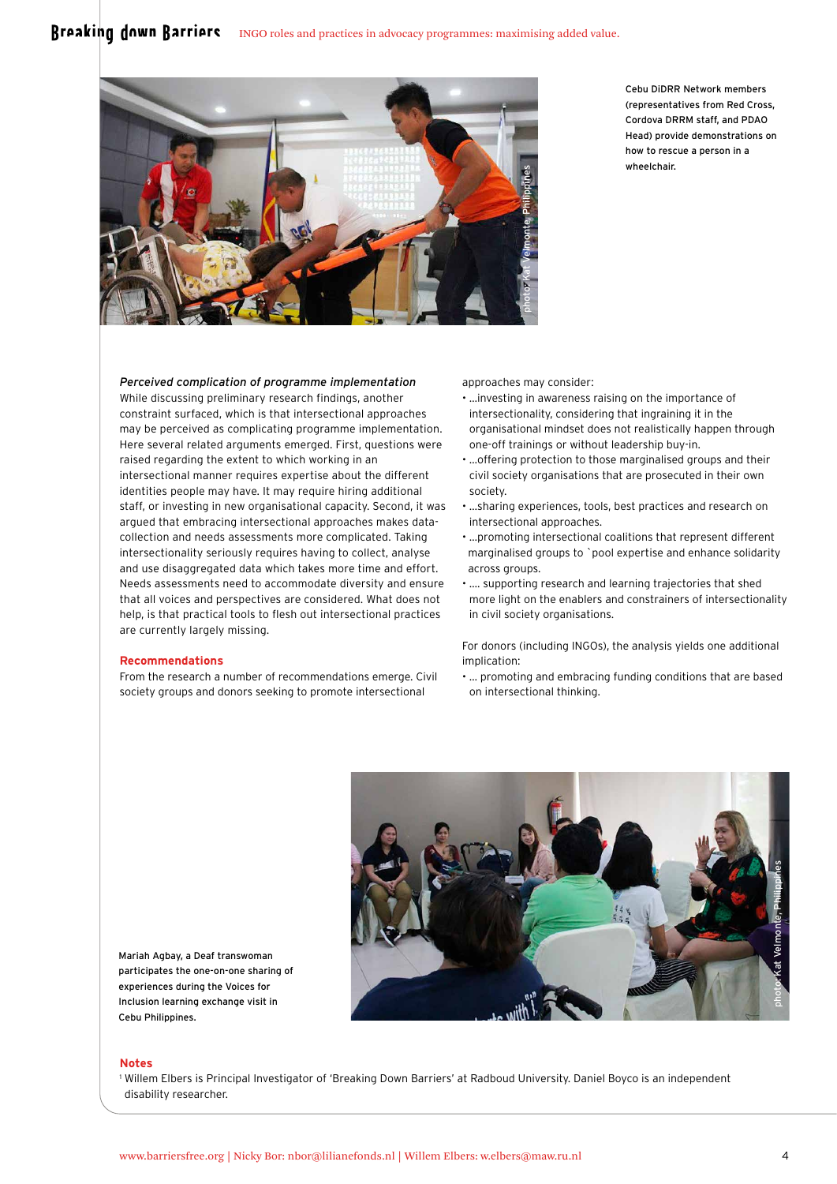Cebu DiDRR Network members (representatives from Red Cross, Cordova DRRM staff, and PDAO Head) provide demonstrations on how to rescue a person in a wheelchair.

*Perceived complication of programme implementation*

While discussing preliminary research findings, another constraint surfaced, which is that intersectional approaches may be perceived as complicating programme implementation. Here several related arguments emerged. First, questions were raised regarding the extent to which working in an intersectional manner requires expertise about the different identities people may have. It may require hiring additional staff, or investing in new organisational capacity. Second, it was argued that embracing intersectional approaches makes data-collection and needs assessments more complicated. Taking intersectionality seriously requires having to collect, analyse and use disaggregated data which takes more time and effort. Needs assessments need to accommodate diversity and ensure that all voices and perspectives are considered. What does not help, is that practical tools to flesh out intersectional practices are currently largely missing.

## Recommendations

From the research a number of recommendations emerge. Civil society groups and donors seeking to promote intersectional approaches may consider:

- …investing in awareness raising on the importance of intersectionality, considering that ingraining it in the organisational mindset does not realistically happen through one-off trainings or without leadership buy-in.
- …offering protection to those marginalised groups and their civil society organisations that are prosecuted in their own society.
- …sharing experiences, tools, best practices and research on intersectional approaches.
- …promoting intersectional coalitions that represent different marginalised groups to `pool expertise and enhance solidarity across groups.
- …. supporting research and learning trajectories that shed more light on the enablers and constrainers of intersectionality in civil society organisations.

For donors (including INGOs), the analysis yields one additional implication:

- … promoting and embracing funding conditions that are based on intersectional thinking.

Mariah Agbay, a Deaf transwoman participates the one-on-one sharing of experiences during the Voices for Inclusion learning exchange visit in Cebu Philippines.

## Notes

[1] Willem Elbers is Principal Investigator of 'Breaking Down Barriers' at Radboud University. Daniel Boyco is an independent disability researcher.